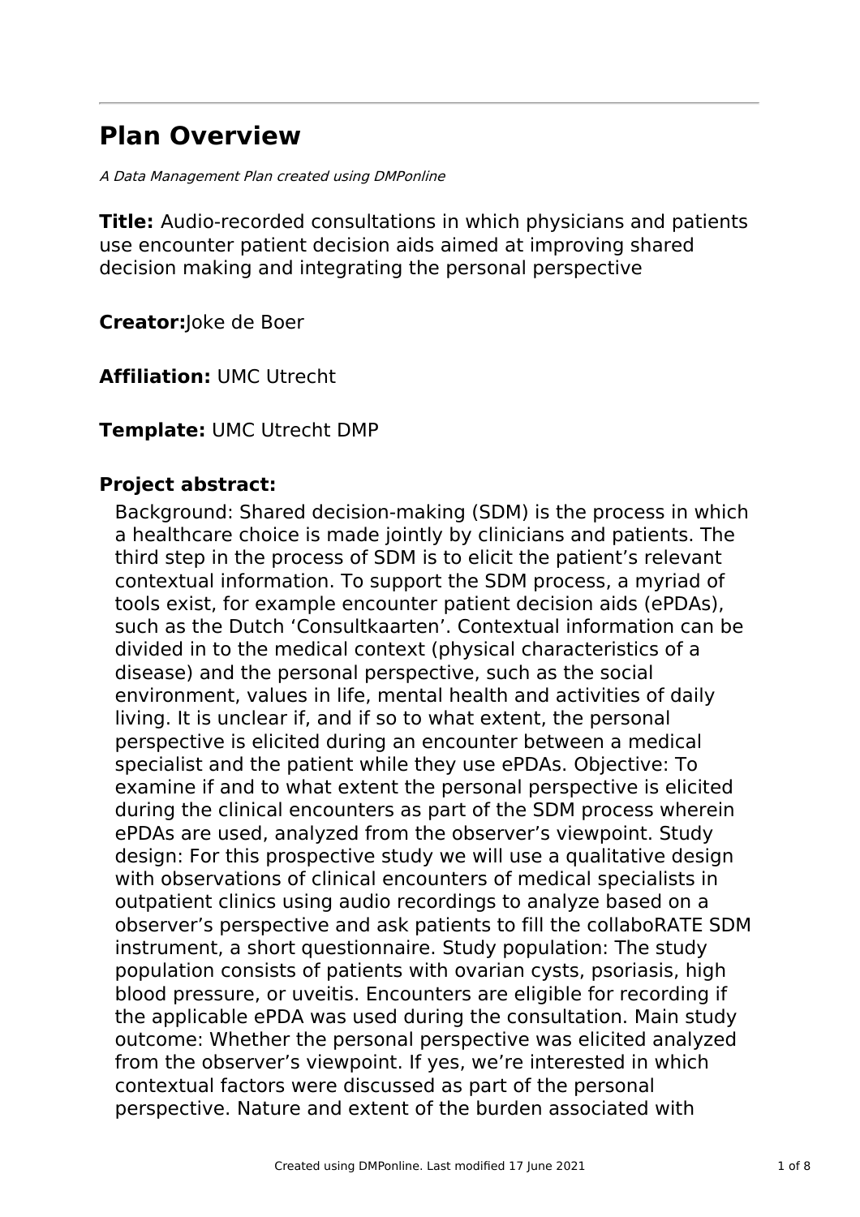# Plan Overview

*A Data Management Plan created using DMPonline*

**Title:** Audio-recorded consultations in which physicians and patients use encounter patient decision aids aimed at improving shared decision making and integrating the personal perspective

**Creator:** Joke de Boer

**Affiliation:** UMC Utrecht

**Template:** UMC Utrecht DMP

## Project abstract:

Background: Shared decision-making (SDM) is the process in which a healthcare choice is made jointly by clinicians and patients. The third step in the process of SDM is to elicit the patient's relevant contextual information. To support the SDM process, a myriad of tools exist, for example encounter patient decision aids (ePDAs), such as the Dutch 'Consultkaarten'. Contextual information can be divided in to the medical context (physical characteristics of a disease) and the personal perspective, such as the social environment, values in life, mental health and activities of daily living. It is unclear if, and if so to what extent, the personal perspective is elicited during an encounter between a medical specialist and the patient while they use ePDAs. Objective: To examine if and to what extent the personal perspective is elicited during the clinical encounters as part of the SDM process wherein ePDAs are used, analyzed from the observer's viewpoint. Study design: For this prospective study we will use a qualitative design with observations of clinical encounters of medical specialists in outpatient clinics using audio recordings to analyze based on a observer's perspective and ask patients to fill the collaboRATE SDM instrument, a short questionnaire. Study population: The study population consists of patients with ovarian cysts, psoriasis, high blood pressure, or uveitis. Encounters are eligible for recording if the applicable ePDA was used during the consultation. Main study outcome: Whether the personal perspective was elicited analyzed from the observer's viewpoint. If yes, we're interested in which contextual factors were discussed as part of the personal perspective. Nature and extent of the burden associated with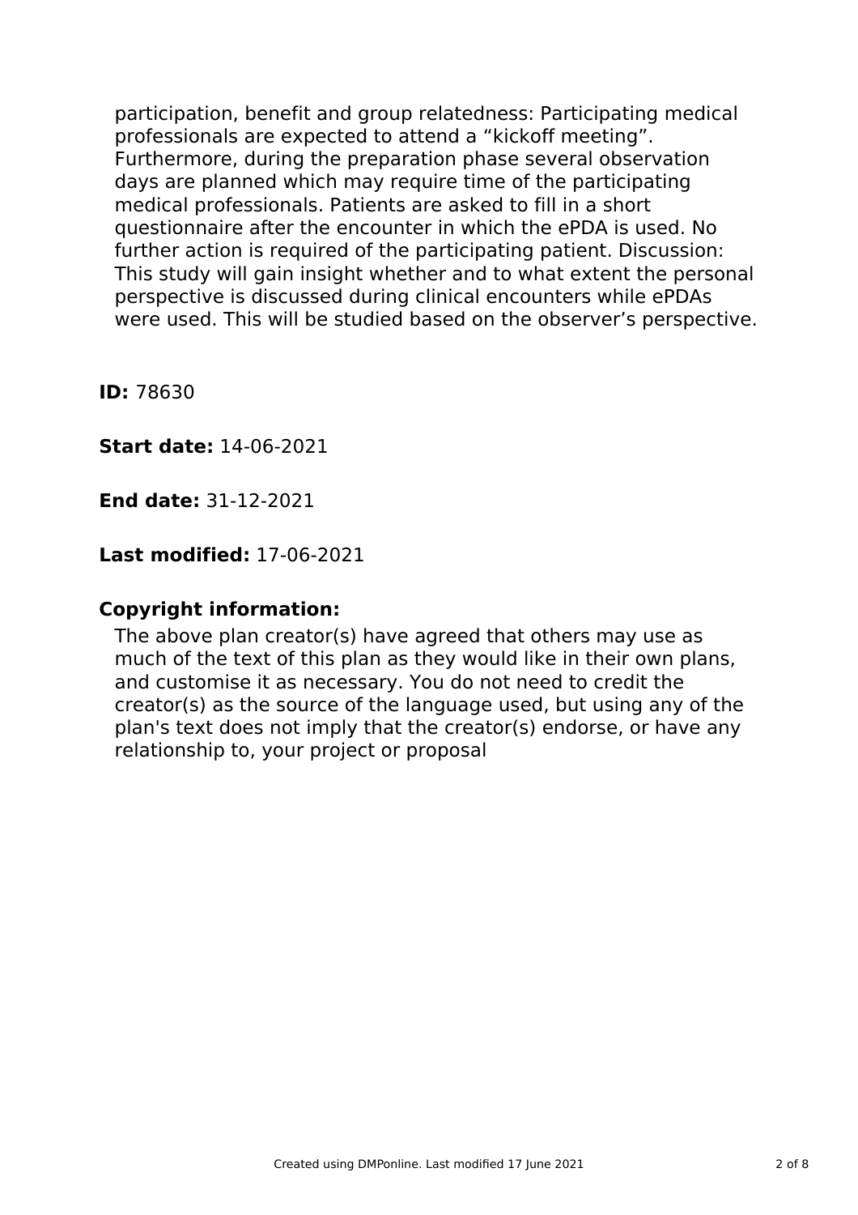participation, benefit and group relatedness: Participating medical professionals are expected to attend a “kickoff meeting”. Furthermore, during the preparation phase several observation days are planned which may require time of the participating medical professionals. Patients are asked to fill in a short questionnaire after the encounter in which the ePDA is used. No further action is required of the participating patient. Discussion: This study will gain insight whether and to what extent the personal perspective is discussed during clinical encounters while ePDAs were used. This will be studied based on the observer’s perspective.

**ID:** 78630

**Start date:** 14-06-2021

**End date:** 31-12-2021

**Last modified:** 17-06-2021

**Copyright information:**

The above plan creator(s) have agreed that others may use as much of the text of this plan as they would like in their own plans, and customise it as necessary. You do not need to credit the creator(s) as the source of the language used, but using any of the plan's text does not imply that the creator(s) endorse, or have any relationship to, your project or proposal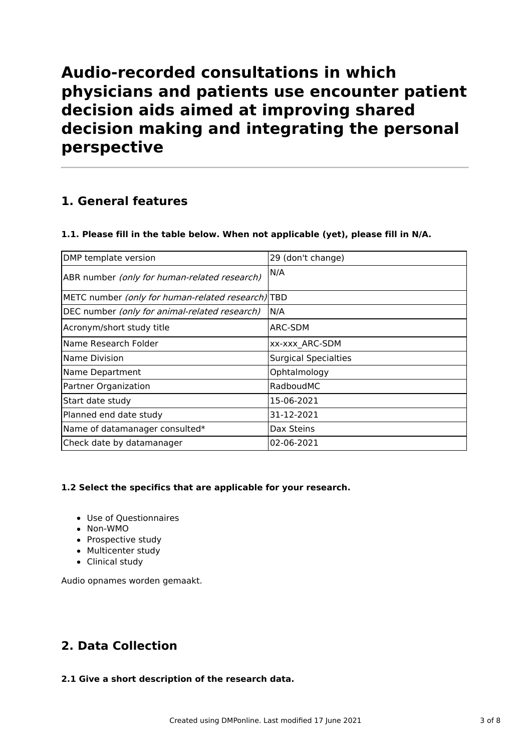# Audio-recorded consultations in which physicians and patients use encounter patient decision aids aimed at improving shared decision making and integrating the personal perspective

## 1. General features

### 1.1. Please fill in the table below. When not applicable (yet), please fill in N/A.

| | |
|---|---|
| DMP template version | 29 (don't change) |
| ABR number *(only for human-related research)* | N/A |
| METC number *(only for human-related research)* | TBD |
| DEC number *(only for animal-related research)* | N/A |
| Acronym/short study title | ARC-SDM |
| Name Research Folder | xx-xxx_ARC-SDM |
| Name Division | Surgical Specialties |
| Name Department | Ophtalmology |
| Partner Organization | RadboudMC |
| Start date study | 15-06-2021 |
| Planned end date study | 31-12-2021 |
| Name of datamanager consulted* | Dax Steins |
| Check date by datamanager | 02-06-2021 |

### 1.2 Select the specifics that are applicable for your research.

- Use of Questionnaires
- Non-WMO
- Prospective study
- Multicenter study
- Clinical study

Audio opnames worden gemaakt.

## 2. Data Collection

### 2.1 Give a short description of the research data.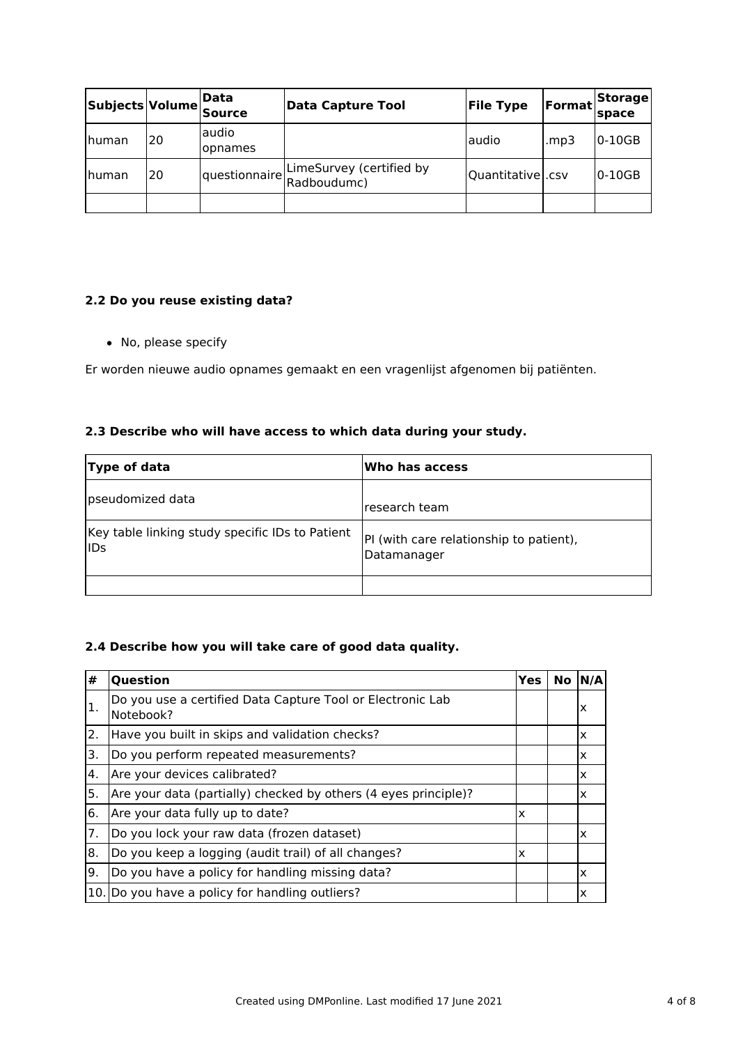| Subjects | Volume | Data Source | Data Capture Tool | File Type | Format | Storage space |
|---|---|---|---|---|---|---|
| human | 20 | audio opnames | | audio | .mp3 | 0-10GB |
| human | 20 | questionnaire | LimeSurvey (certified by Radboudumc) | Quantitative | .csv | 0-10GB |
| | | | | | | |

**2.2 Do you reuse existing data?**

- No, please specify

Er worden nieuwe audio opnames gemaakt en een vragenlijst afgenomen bij patiënten.

**2.3 Describe who will have access to which data during your study.**

| Type of data | Who has access |
|---|---|
| pseudomized data | research team |
| Key table linking study specific IDs to Patient IDs | PI (with care relationship to patient), Datamanager |
| | |

**2.4 Describe how you will take care of good data quality.**

| # | Question | Yes | No | N/A |
|---|---|---|---|---|
| 1. | Do you use a certified Data Capture Tool or Electronic Lab Notebook? | | | x |
| 2. | Have you built in skips and validation checks? | | | x |
| 3. | Do you perform repeated measurements? | | | x |
| 4. | Are your devices calibrated? | | | x |
| 5. | Are your data (partially) checked by others (4 eyes principle)? | | | x |
| 6. | Are your data fully up to date? | x | | |
| 7. | Do you lock your raw data (frozen dataset) | | | x |
| 8. | Do you keep a logging (audit trail) of all changes? | x | | |
| 9. | Do you have a policy for handling missing data? | | | x |
| 10. | Do you have a policy for handling outliers? | | | x |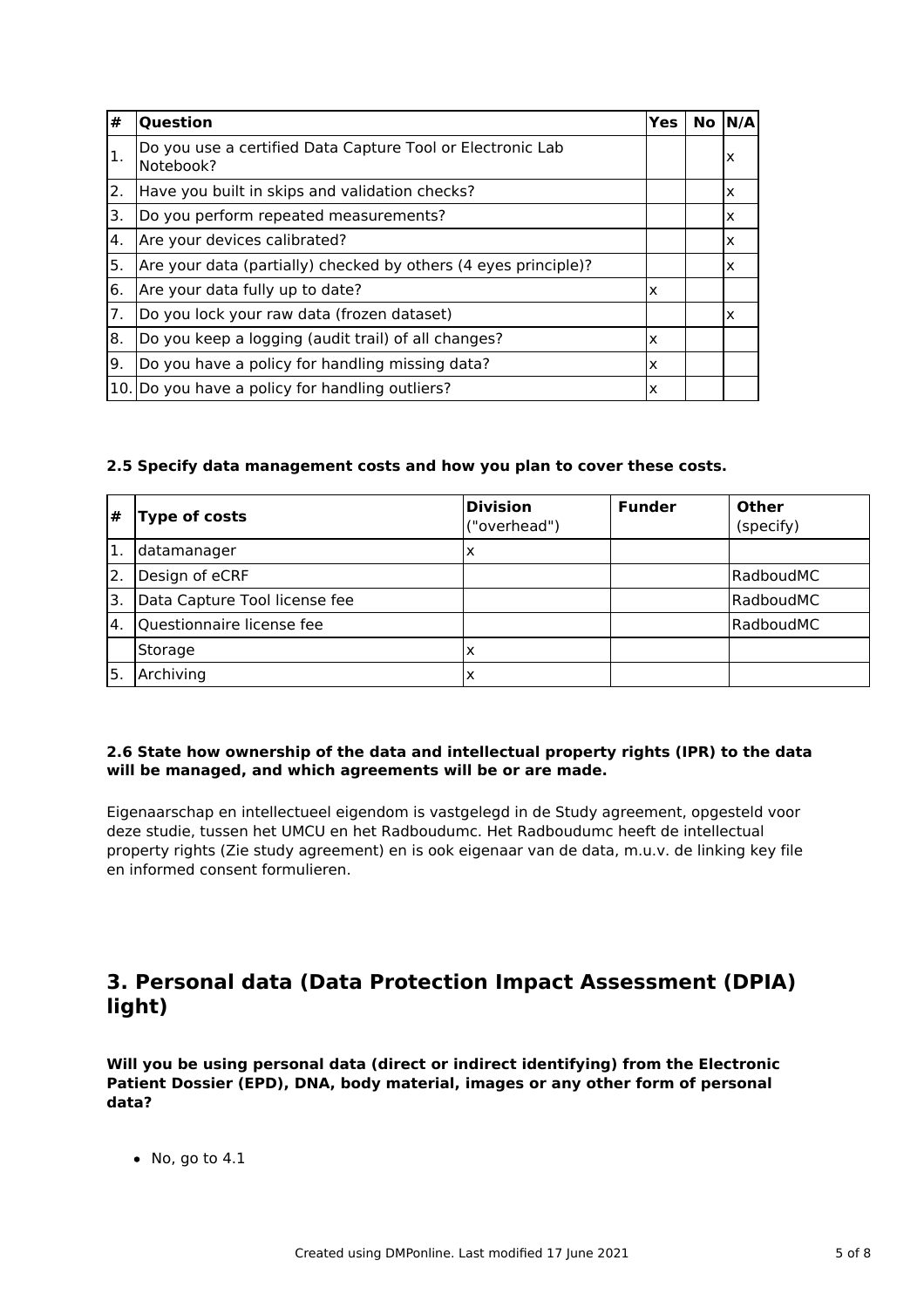| # | Question | Yes | No | N/A |
| --- | --- | --- | --- | --- |
| 1. | Do you use a certified Data Capture Tool or Electronic Lab Notebook? | | | x |
| 2. | Have you built in skips and validation checks? | | | x |
| 3. | Do you perform repeated measurements? | | | x |
| 4. | Are your devices calibrated? | | | x |
| 5. | Are your data (partially) checked by others (4 eyes principle)? | | | x |
| 6. | Are your data fully up to date? | x | | |
| 7. | Do you lock your raw data (frozen dataset) | | | x |
| 8. | Do you keep a logging (audit trail) of all changes? | x | | |
| 9. | Do you have a policy for handling missing data? | x | | |
| 10. | Do you have a policy for handling outliers? | x | | |

**2.5 Specify data management costs and how you plan to cover these costs.**

| # | Type of costs | Division ("overhead") | Funder | Other (specify) |
| --- | --- | --- | --- | --- |
| 1. | datamanager | x | | |
| 2. | Design of eCRF | | | RadboudMC |
| 3. | Data Capture Tool license fee | | | RadboudMC |
| 4. | Questionnaire license fee | | | RadboudMC |
| | Storage | x | | |
| 5. | Archiving | x | | |

**2.6 State how ownership of the data and intellectual property rights (IPR) to the data will be managed, and which agreements will be or are made.**

Eigenaarschap en intellectueel eigendom is vastgelegd in de Study agreement, opgesteld voor deze studie, tussen het UMCU en het Radboudumc. Het Radboudumc heeft de intellectual property rights (Zie study agreement) en is ook eigenaar van de data, m.u.v. de linking key file en informed consent formulieren.

## 3. Personal data (Data Protection Impact Assessment (DPIA) light)

**Will you be using personal data (direct or indirect identifying) from the Electronic Patient Dossier (EPD), DNA, body material, images or any other form of personal data?**

- No, go to 4.1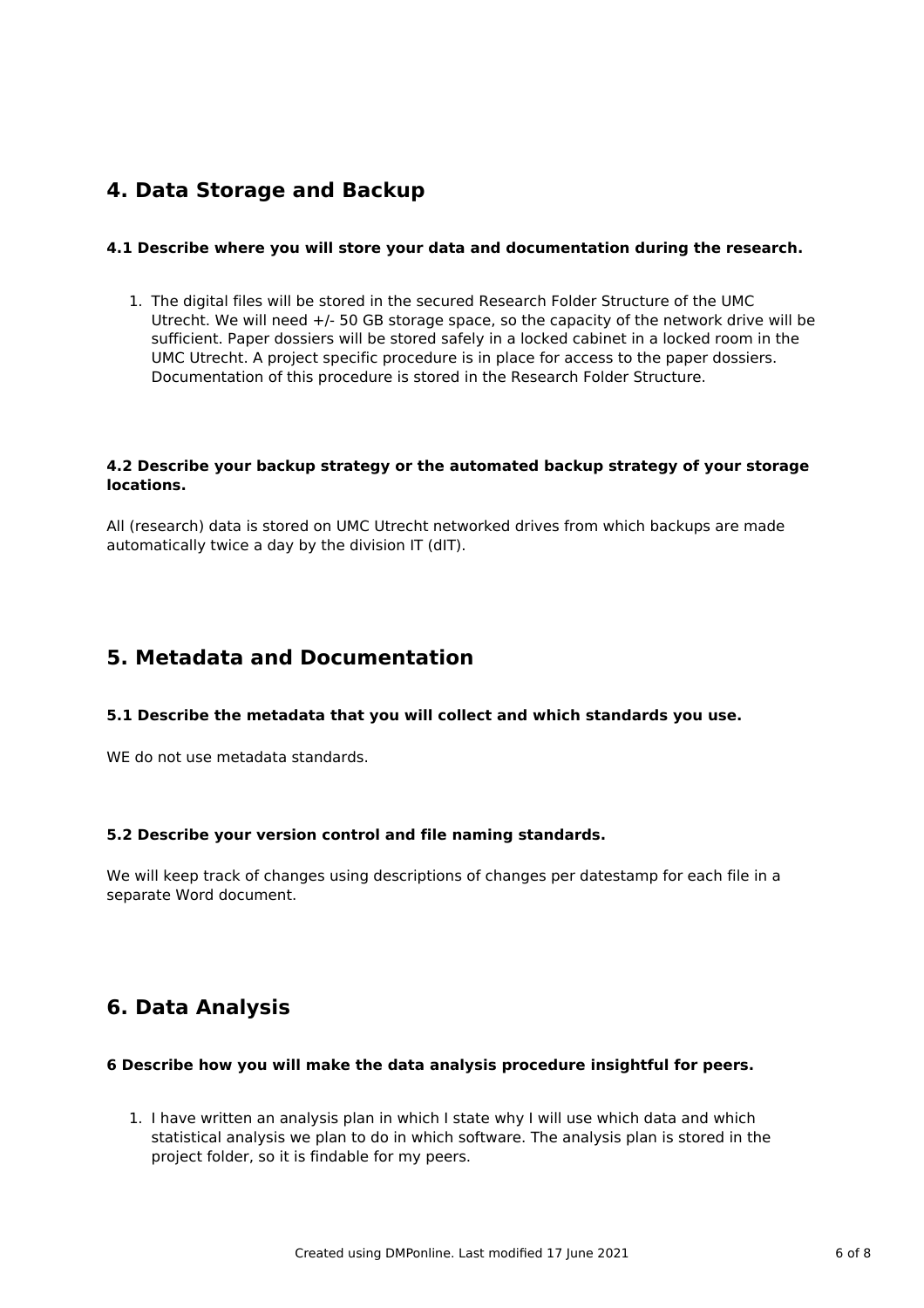## 4. Data Storage and Backup

### 4.1 Describe where you will store your data and documentation during the research.

1. The digital files will be stored in the secured Research Folder Structure of the UMC Utrecht. We will need +/- 50 GB storage space, so the capacity of the network drive will be sufficient. Paper dossiers will be stored safely in a locked cabinet in a locked room in the UMC Utrecht. A project specific procedure is in place for access to the paper dossiers. Documentation of this procedure is stored in the Research Folder Structure.

### 4.2 Describe your backup strategy or the automated backup strategy of your storage locations.

All (research) data is stored on UMC Utrecht networked drives from which backups are made automatically twice a day by the division IT (dIT).

## 5. Metadata and Documentation

### 5.1 Describe the metadata that you will collect and which standards you use.

WE do not use metadata standards.

### 5.2 Describe your version control and file naming standards.

We will keep track of changes using descriptions of changes per datestamp for each file in a separate Word document.

## 6. Data Analysis

### 6 Describe how you will make the data analysis procedure insightful for peers.

1. I have written an analysis plan in which I state why I will use which data and which statistical analysis we plan to do in which software. The analysis plan is stored in the project folder, so it is findable for my peers.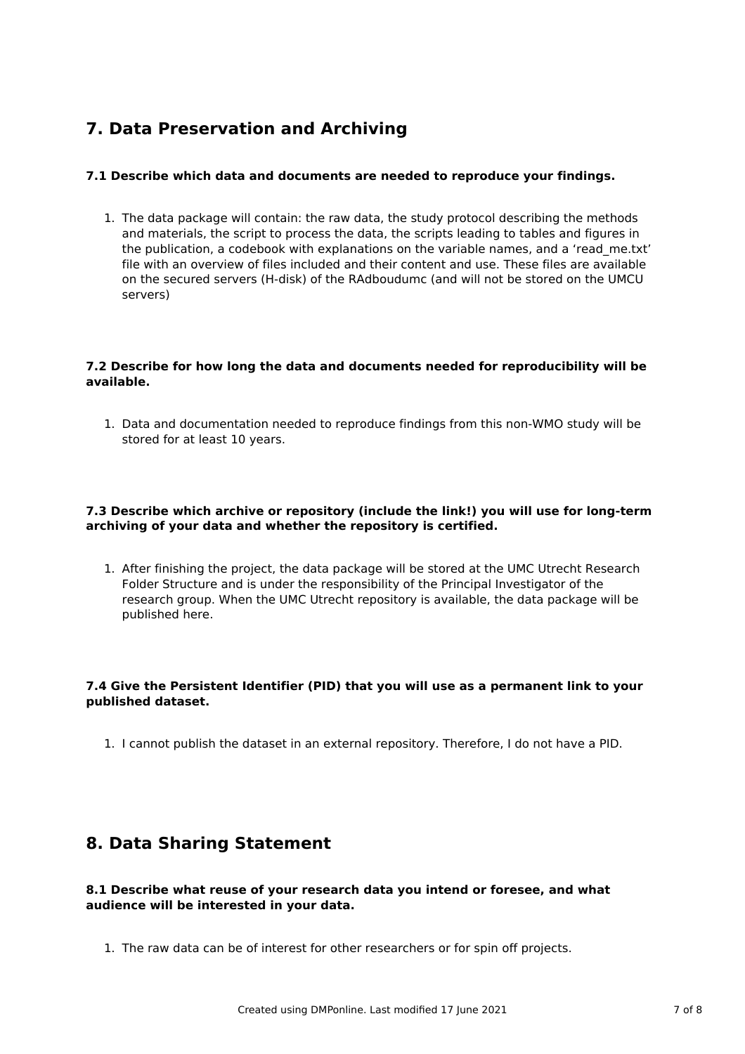## 7. Data Preservation and Archiving

### 7.1 Describe which data and documents are needed to reproduce your findings.

1. The data package will contain: the raw data, the study protocol describing the methods and materials, the script to process the data, the scripts leading to tables and figures in the publication, a codebook with explanations on the variable names, and a 'read_me.txt' file with an overview of files included and their content and use. These files are available on the secured servers (H-disk) of the RAdboudumc (and will not be stored on the UMCU servers)

### 7.2 Describe for how long the data and documents needed for reproducibility will be available.

1. Data and documentation needed to reproduce findings from this non-WMO study will be stored for at least 10 years.

### 7.3 Describe which archive or repository (include the link!) you will use for long-term archiving of your data and whether the repository is certified.

1. After finishing the project, the data package will be stored at the UMC Utrecht Research Folder Structure and is under the responsibility of the Principal Investigator of the research group. When the UMC Utrecht repository is available, the data package will be published here.

### 7.4 Give the Persistent Identifier (PID) that you will use as a permanent link to your published dataset.

1. I cannot publish the dataset in an external repository. Therefore, I do not have a PID.

## 8. Data Sharing Statement

### 8.1 Describe what reuse of your research data you intend or foresee, and what audience will be interested in your data.

1. The raw data can be of interest for other researchers or for spin off projects.

Created using DMPonline. Last modified 17 June 2021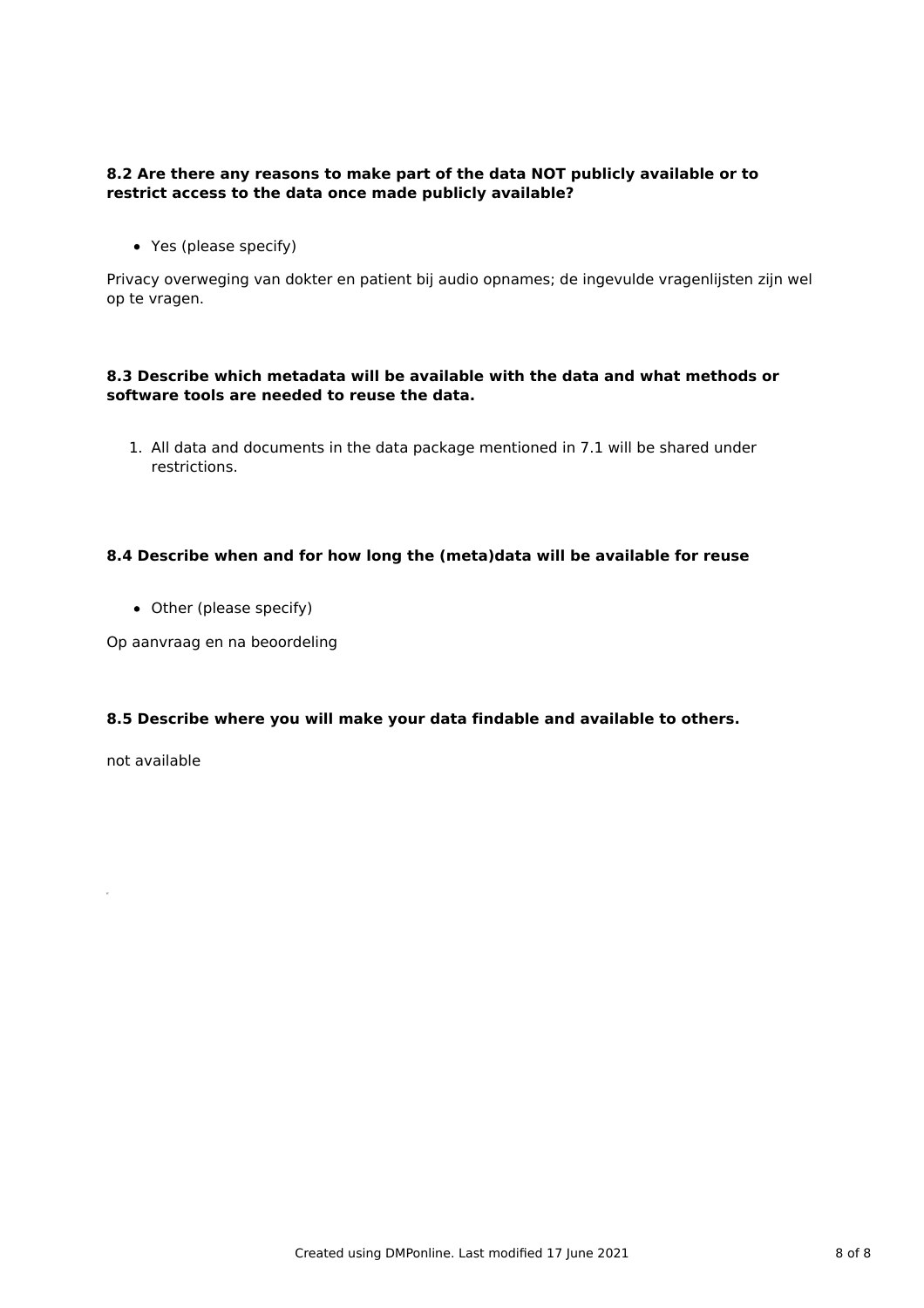**8.2 Are there any reasons to make part of the data NOT publicly available or to restrict access to the data once made publicly available?**

- Yes (please specify)

Privacy overweging van dokter en patient bij audio opnames; de ingevulde vragenlijsten zijn wel op te vragen.

**8.3 Describe which metadata will be available with the data and what methods or software tools are needed to reuse the data.**

1. All data and documents in the data package mentioned in 7.1 will be shared under restrictions.

**8.4 Describe when and for how long the (meta)data will be available for reuse**

- Other (please specify)

Op aanvraag en na beoordeling

**8.5 Describe where you will make your data findable and available to others.**

not available